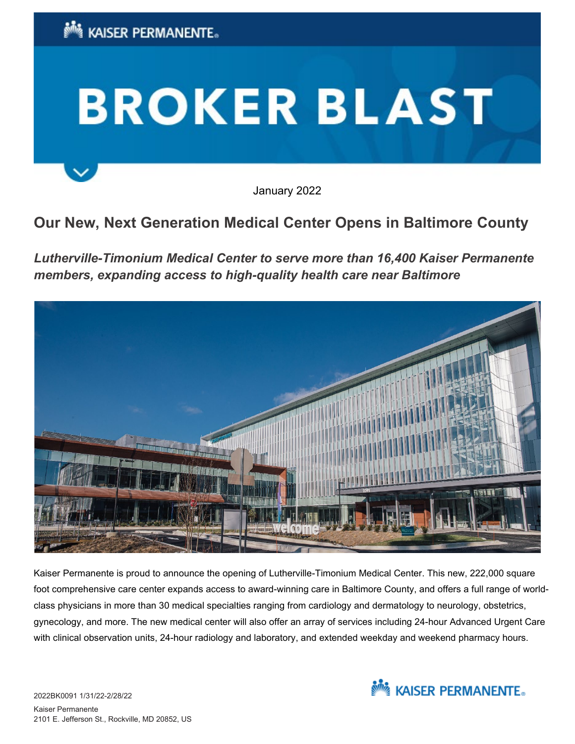# BROKER BLAST

January 2022

## Our New, Next Generation Medical Center Opens in Baltimore County

***Lutherville-Timonium Medical Center to serve more than 16,400 Kaiser Permanente members, expanding access to high-quality health care near Baltimore***

Kaiser Permanente is proud to announce the opening of Lutherville-Timonium Medical Center. This new, 222,000 square foot comprehensive care center expands access to award-winning care in Baltimore County, and offers a full range of world-class physicians in more than 30 medical specialties ranging from cardiology and dermatology to neurology, obstetrics, gynecology, and more. The new medical center will also offer an array of services including 24-hour Advanced Urgent Care with clinical observation units, 24-hour radiology and laboratory, and extended weekday and weekend pharmacy hours.

2022BK0091 1/31/22-2/28/22

Kaiser Permanente
2101 E. Jefferson St., Rockville, MD 20852, US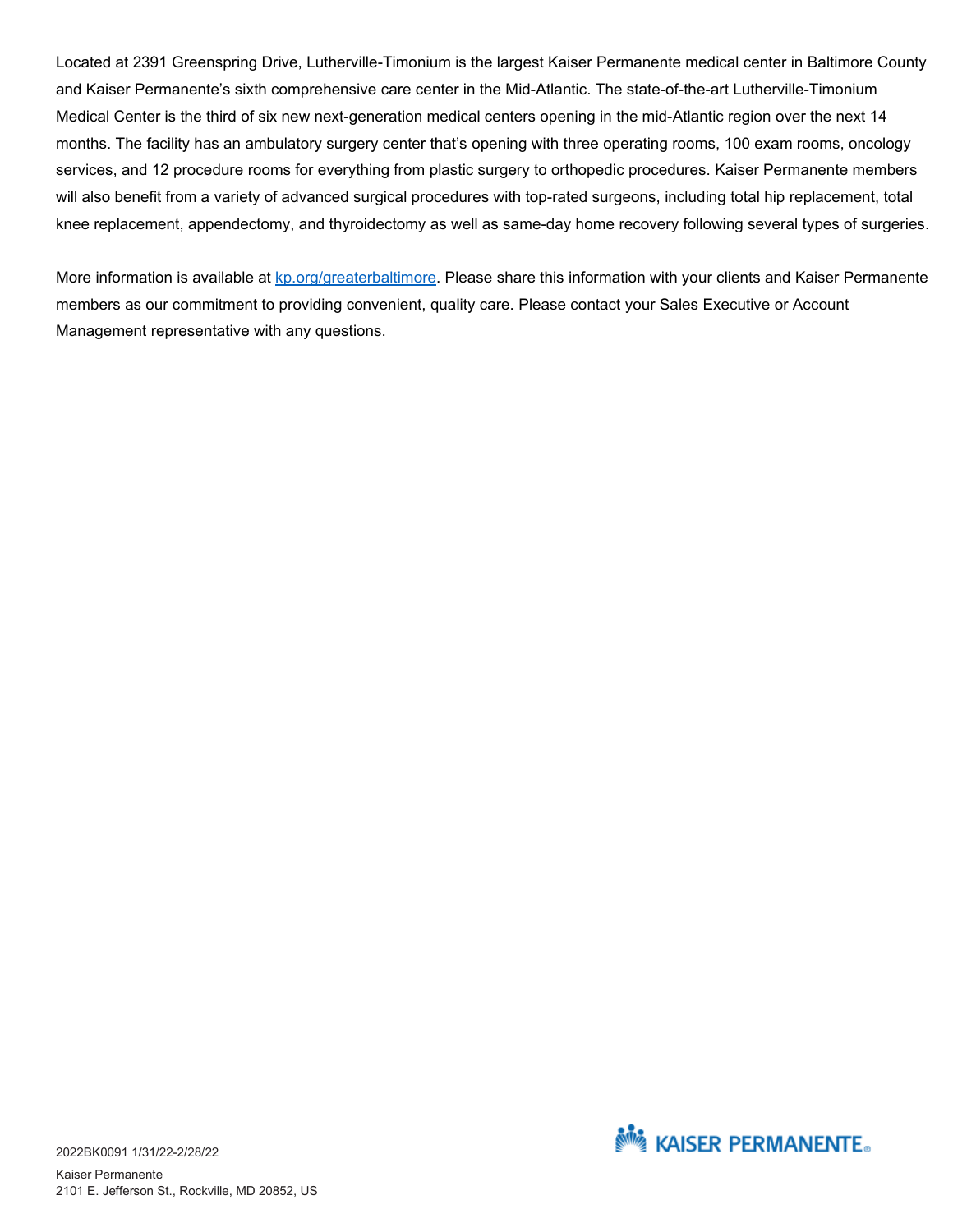Located at 2391 Greenspring Drive, Lutherville-Timonium is the largest Kaiser Permanente medical center in Baltimore County and Kaiser Permanente's sixth comprehensive care center in the Mid-Atlantic. The state-of-the-art Lutherville-Timonium Medical Center is the third of six new next-generation medical centers opening in the mid-Atlantic region over the next 14 months. The facility has an ambulatory surgery center that's opening with three operating rooms, 100 exam rooms, oncology services, and 12 procedure rooms for everything from plastic surgery to orthopedic procedures. Kaiser Permanente members will also benefit from a variety of advanced surgical procedures with top-rated surgeons, including total hip replacement, total knee replacement, appendectomy, and thyroidectomy as well as same-day home recovery following several types of surgeries.

More information is available at [kp.org/greaterbaltimore](kp.org/greaterbaltimore). Please share this information with your clients and Kaiser Permanente members as our commitment to providing convenient, quality care. Please contact your Sales Executive or Account Management representative with any questions.

2022BK0091 1/31/22-2/28/22

Kaiser Permanente
2101 E. Jefferson St., Rockville, MD 20852, US

KAISER PERMANENTE®